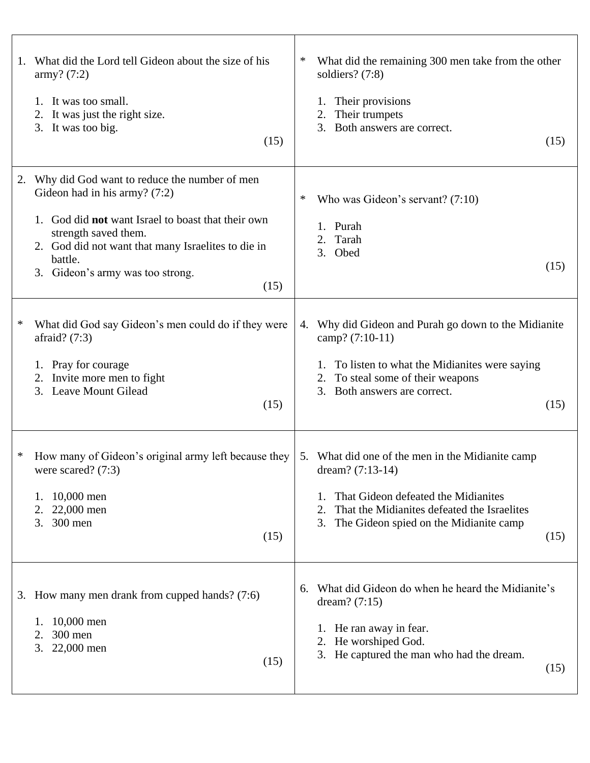1. What did the Lord tell Gideon about the size of his army? (7:2)

    1. It was too small.
    2. It was just the right size.
    3. It was too big.

    (15)

2. Why did God want to reduce the number of men Gideon had in his army? (7:2)

    1. God did **not** want Israel to boast that their own strength saved them.
    2. God did not want that many Israelites to die in battle.
    3. Gideon's army was too strong.

    (15)

\* What did God say Gideon's men could do if they were afraid? (7:3)

1. Pray for courage
2. Invite more men to fight
3. Leave Mount Gilead

(15)

\* How many of Gideon's original army left because they were scared? (7:3)

1. 10,000 men
2. 22,000 men
3. 300 men

(15)

3. How many men drank from cupped hands? (7:6)

    1. 10,000 men
    2. 300 men
    3. 22,000 men

    (15)

\* What did the remaining 300 men take from the other soldiers? (7:8)

1. Their provisions
2. Their trumpets
3. Both answers are correct.

(15)

\* Who was Gideon's servant? (7:10)

1. Purah
2. Tarah
3. Obed

(15)

4. Why did Gideon and Purah go down to the Midianite camp? (7:10-11)

    1. To listen to what the Midianites were saying
    2. To steal some of their weapons
    3. Both answers are correct.

    (15)

5. What did one of the men in the Midianite camp dream? (7:13-14)

    1. That Gideon defeated the Midianites
    2. That the Midianites defeated the Israelites
    3. The Gideon spied on the Midianite camp

    (15)

6. What did Gideon do when he heard the Midianite's dream? (7:15)

    1. He ran away in fear.
    2. He worshiped God.
    3. He captured the man who had the dream.

    (15)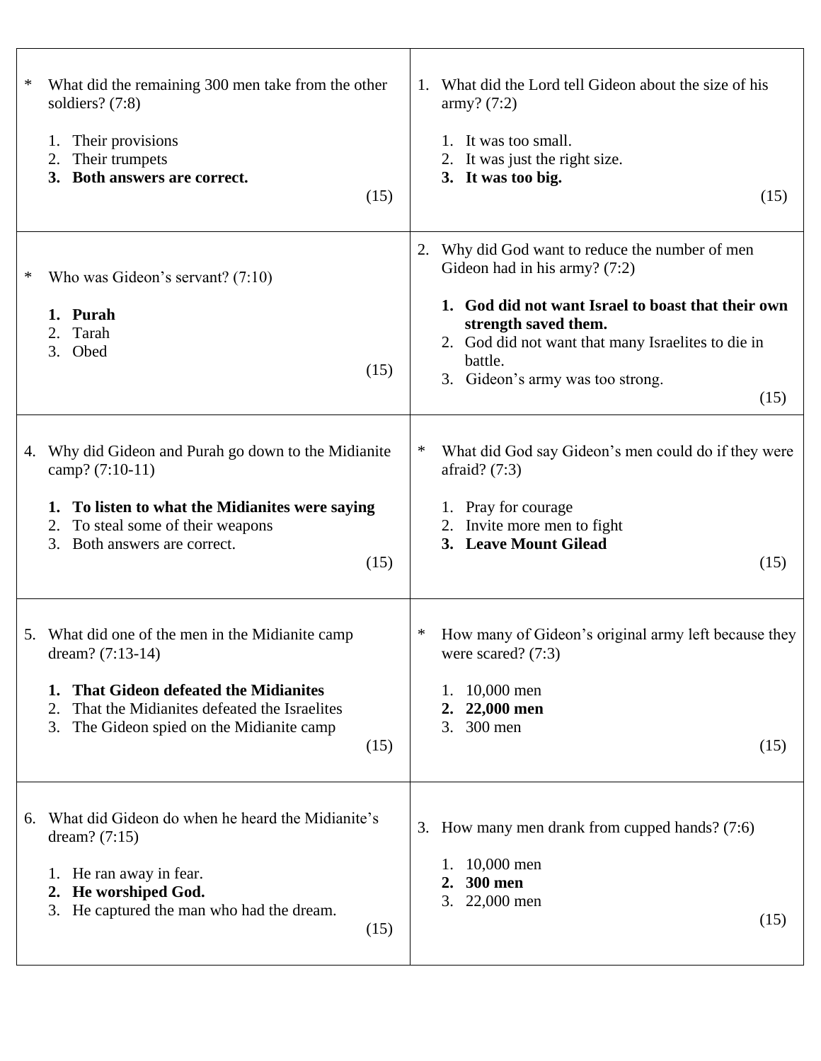\* What did the remaining 300 men take from the other soldiers? (7:8)

1. Their provisions
2. Their trumpets
3. **Both answers are correct.**

(15)

1. What did the Lord tell Gideon about the size of his army? (7:2)

   1. It was too small.
   2. It was just the right size.
   3. **It was too big.**

(15)

\* Who was Gideon's servant? (7:10)

1. **Purah**
2. Tarah
3. Obed

(15)

2. Why did God want to reduce the number of men Gideon had in his army? (7:2)

   1. **God did not want Israel to boast that their own strength saved them.**
   2. God did not want that many Israelites to die in battle.
   3. Gideon's army was too strong.

(15)

4. Why did Gideon and Purah go down to the Midianite camp? (7:10-11)

   1. **To listen to what the Midianites were saying**
   2. To steal some of their weapons
   3. Both answers are correct.

(15)

\* What did God say Gideon's men could do if they were afraid? (7:3)

1. Pray for courage
2. Invite more men to fight
3. **Leave Mount Gilead**

(15)

5. What did one of the men in the Midianite camp dream? (7:13-14)

   1. **That Gideon defeated the Midianites**
   2. That the Midianites defeated the Israelites
   3. The Gideon spied on the Midianite camp

(15)

\* How many of Gideon's original army left because they were scared? (7:3)

1. 10,000 men
2. **22,000 men**
3. 300 men

(15)

6. What did Gideon do when he heard the Midianite's dream? (7:15)

   1. He ran away in fear.
   2. **He worshiped God.**
   3. He captured the man who had the dream.

(15)

3. How many men drank from cupped hands? (7:6)

   1. 10,000 men
   2. **300 men**
   3. 22,000 men

(15)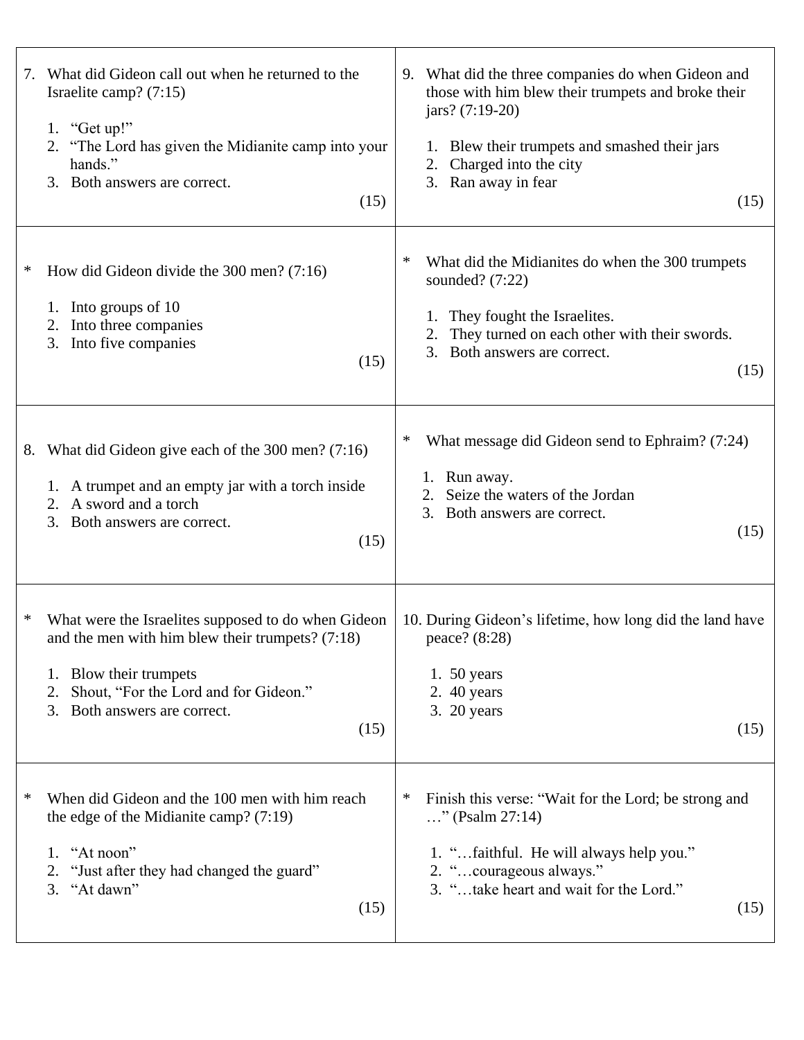7. What did Gideon call out when he returned to the Israelite camp? (7:15)

   1. "Get up!"
   2. "The Lord has given the Midianite camp into your hands."
   3. Both answers are correct.

   (15)

\* How did Gideon divide the 300 men? (7:16)

   1. Into groups of 10
   2. Into three companies
   3. Into five companies

   (15)

8. What did Gideon give each of the 300 men? (7:16)

   1. A trumpet and an empty jar with a torch inside
   2. A sword and a torch
   3. Both answers are correct.

   (15)

\* What were the Israelites supposed to do when Gideon and the men with him blew their trumpets? (7:18)

   1. Blow their trumpets
   2. Shout, "For the Lord and for Gideon."
   3. Both answers are correct.

   (15)

\* When did Gideon and the 100 men with him reach the edge of the Midianite camp? (7:19)

   1. "At noon"
   2. "Just after they had changed the guard"
   3. "At dawn"

   (15)

9. What did the three companies do when Gideon and those with him blew their trumpets and broke their jars? (7:19-20)

   1. Blew their trumpets and smashed their jars
   2. Charged into the city
   3. Ran away in fear

   (15)

\* What did the Midianites do when the 300 trumpets sounded? (7:22)

   1. They fought the Israelites.
   2. They turned on each other with their swords.
   3. Both answers are correct.

   (15)

\* What message did Gideon send to Ephraim? (7:24)

   1. Run away.
   2. Seize the waters of the Jordan
   3. Both answers are correct.

   (15)

10. During Gideon's lifetime, how long did the land have peace? (8:28)

   1. 50 years
   2. 40 years
   3. 20 years

   (15)

\* Finish this verse: "Wait for the Lord; be strong and …" (Psalm 27:14)

   1. "…faithful. He will always help you."
   2. "…courageous always."
   3. "…take heart and wait for the Lord."

   (15)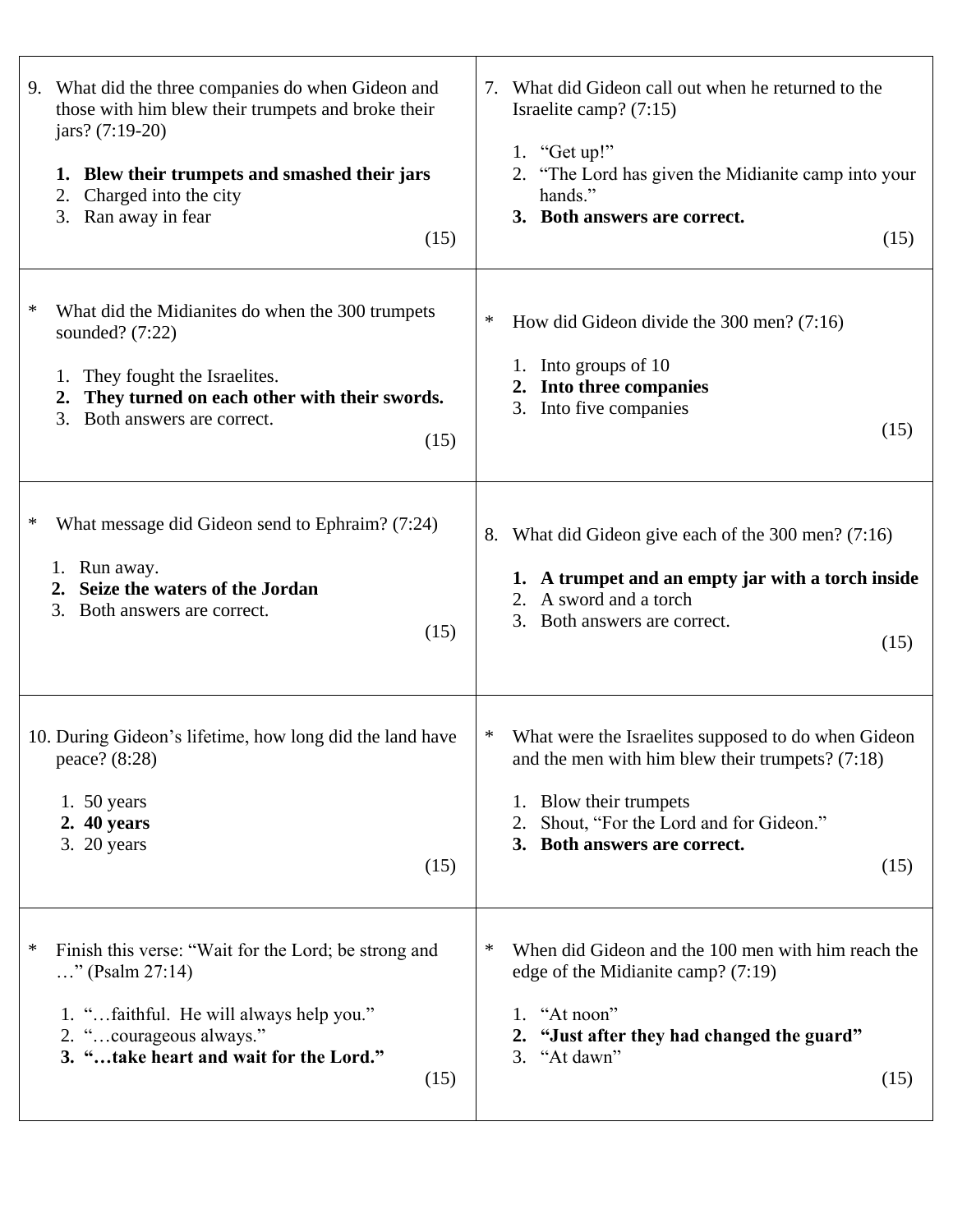| | |
|---|---|
| 9. What did the three companies do when Gideon and those with him blew their trumpets and broke their jars? (7:19-20)<br><br>1. **Blew their trumpets and smashed their jars**<br>2. Charged into the city<br>3. Ran away in fear<br><br>(15) | 7. What did Gideon call out when he returned to the Israelite camp? (7:15)<br><br>1. "Get up!"<br>2. "The Lord has given the Midianite camp into your hands."<br>3. **Both answers are correct.**<br><br>(15) |
| * What did the Midianites do when the 300 trumpets sounded? (7:22)<br><br>1. They fought the Israelites.<br>2. **They turned on each other with their swords.**<br>3. Both answers are correct.<br><br>(15) | * How did Gideon divide the 300 men? (7:16)<br><br>1. Into groups of 10<br>2. **Into three companies**<br>3. Into five companies<br><br>(15) |
| * What message did Gideon send to Ephraim? (7:24)<br><br>1. Run away.<br>2. **Seize the waters of the Jordan**<br>3. Both answers are correct.<br><br>(15) | 8. What did Gideon give each of the 300 men? (7:16)<br><br>1. **A trumpet and an empty jar with a torch inside**<br>2. A sword and a torch<br>3. Both answers are correct.<br><br>(15) |
| 10. During Gideon's lifetime, how long did the land have peace? (8:28)<br><br>1. 50 years<br>2. **40 years**<br>3. 20 years<br><br>(15) | * What were the Israelites supposed to do when Gideon and the men with him blew their trumpets? (7:18)<br><br>1. Blow their trumpets<br>2. Shout, "For the Lord and for Gideon."<br>3. **Both answers are correct.**<br><br>(15) |
| * Finish this verse: "Wait for the Lord; be strong and …" (Psalm 27:14)<br><br>1. "…faithful. He will always help you."<br>2. "…courageous always."<br>3. **"…take heart and wait for the Lord."**<br><br>(15) | * When did Gideon and the 100 men with him reach the edge of the Midianite camp? (7:19)<br><br>1. "At noon"<br>2. **"Just after they had changed the guard"**<br>3. "At dawn"<br><br>(15) |